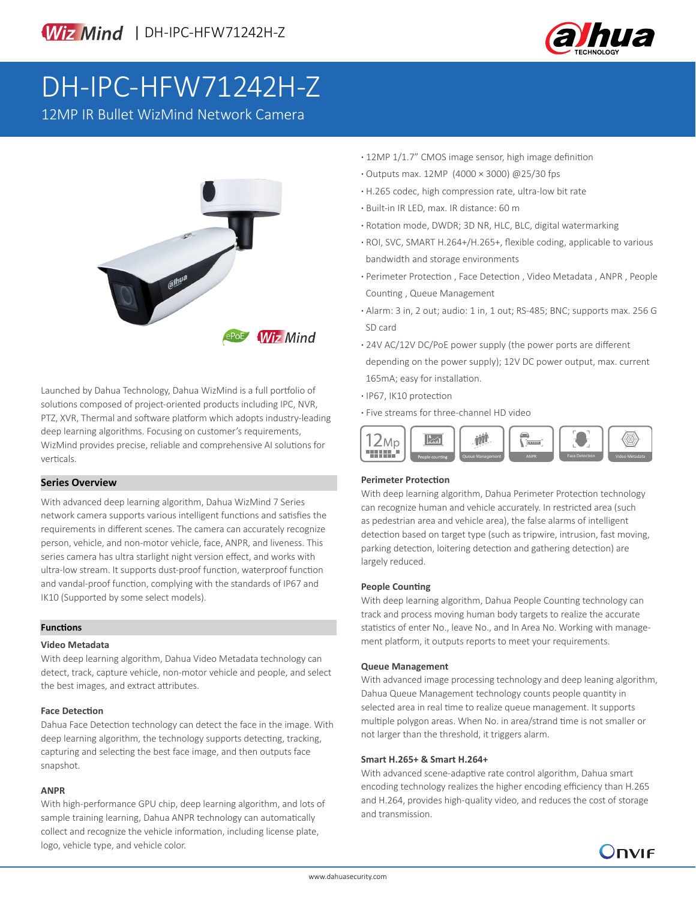# DH-IPC-HFW71242H-Z

12MP IR Bullet WizMind Network Camera

- 12MP 1/1.7" CMOS image sensor, high image definition
- Outputs max. 12MP (4000 × 3000) @25/30 fps
- H.265 codec, high compression rate, ultra-low bit rate
- Built-in IR LED, max. IR distance: 60 m
- Rotation mode, DWDR; 3D NR, HLC, BLC, digital watermarking
- ROI, SVC, SMART H.264+/H.265+, flexible coding, applicable to various bandwidth and storage environments
- Perimeter Protection , Face Detection , Video Metadata , ANPR , People Counting , Queue Management
- Alarm: 3 in, 2 out; audio: 1 in, 1 out; RS-485; BNC; supports max. 256 G SD card
- 24V AC/12V DC/PoE power supply (the power ports are different depending on the power supply); 12V DC power output, max. current 165mA; easy for installation.
- IP67, IK10 protection
- Five streams for three-channel HD video

12Mp | People counting | Queue Management | ANPR | Face Detection | Video Metadata

Launched by Dahua Technology, Dahua WizMind is a full portfolio of solutions composed of project-oriented products including IPC, NVR, PTZ, XVR, Thermal and software platform which adopts industry-leading deep learning algorithms. Focusing on customer's requirements, WizMind provides precise, reliable and comprehensive AI solutions for verticals.

## Series Overview

With advanced deep learning algorithm, Dahua WizMind 7 Series network camera supports various intelligent functions and satisfies the requirements in different scenes. The camera can accurately recognize person, vehicle, and non-motor vehicle, face, ANPR, and liveness. This series camera has ultra starlight night view effect, and works with ultra-low stream. It supports dust-proof function, waterproof function and vandal-proof function, complying with the standards of IP67 and IK10 (Supported by some select models).

## Functions

### Video Metadata

With deep learning algorithm, Dahua Video Metadata technology can detect, track, capture vehicle, non-motor vehicle and people, and select the best images, and extract attributes.

### Face Detection

Dahua Face Detection technology can detect the face in the image. With deep learning algorithm, the technology supports detecting, tracking, capturing and selecting the best face image, and then outputs face snapshot.

### ANPR

With high-performance GPU chip, deep learning algorithm, and lots of sample training learning, Dahua ANPR technology can automatically collect and recognize the vehicle information, including license plate, logo, vehicle type, and vehicle color.

### Perimeter Protection

With deep learning algorithm, Dahua Perimeter Protection technology can recognize human and vehicle accurately. In restricted area (such as pedestrian area and vehicle area), the false alarms of intelligent detection based on target type (such as tripwire, intrusion, fast moving, parking detection, loitering detection and gathering detection) are largely reduced.

### People Counting

With deep learning algorithm, Dahua People Counting technology can track and process moving human body targets to realize the accurate statistics of enter No., leave No., and In Area No. Working with management platform, it outputs reports to meet your requirements.

### Queue Management

With advanced image processing technology and deep leaning algorithm, Dahua Queue Management technology counts people quantity in selected area in real time to realize queue management. It supports multiple polygon areas. When No. in area/strand time is not smaller or not larger than the threshold, it triggers alarm.

### Smart H.265+ & Smart H.264+

With advanced scene-adaptive rate control algorithm, Dahua smart encoding technology realizes the higher encoding efficiency than H.265 and H.264, provides high-quality video, and reduces the cost of storage and transmission.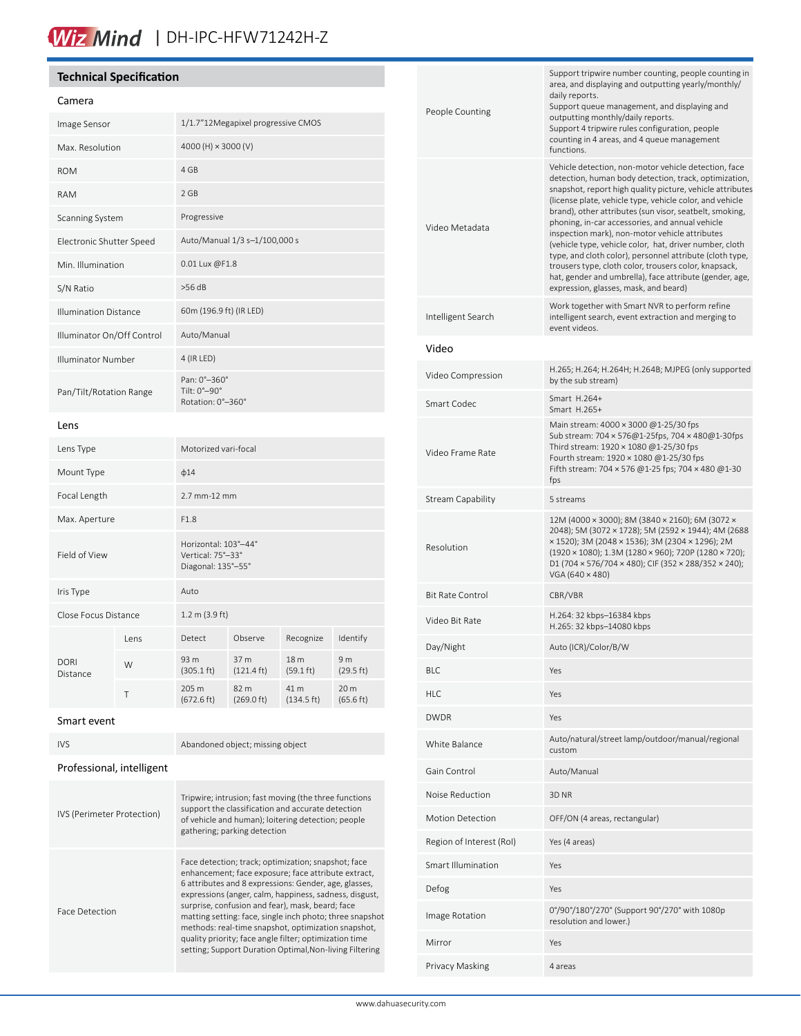# DH-IPC-HFW71242H-Z

## Technical Specification

### Camera

| | |
|---|---|
| Image Sensor | 1/1.7"12Megapixel progressive CMOS |
| Max. Resolution | 4000 (H) × 3000 (V) |
| ROM | 4 GB |
| RAM | 2 GB |
| Scanning System | Progressive |
| Electronic Shutter Speed | Auto/Manual 1/3 s–1/100,000 s |
| Min. Illumination | 0.01 Lux @F1.8 |
| S/N Ratio | >56 dB |
| Illumination Distance | 60m (196.9 ft) (IR LED) |
| Illuminator On/Off Control | Auto/Manual |
| Illuminator Number | 4 (IR LED) |
| Pan/Tilt/Rotation Range | Pan: 0°–360°<br>Tilt: 0°–90°<br>Rotation: 0°–360° |

### Lens

| | |
|---|---|
| Lens Type | Motorized vari-focal |
| Mount Type | ф14 |
| Focal Length | 2.7 mm-12 mm |
| Max. Aperture | F1.8 |
| Field of View | Horizontal: 103°–44°<br>Vertical: 75°–33°<br>Diagonal: 135°–55° |
| Iris Type | Auto |
| Close Focus Distance | 1.2 m (3.9 ft) |

| | | | | | |
|---|---|---|---|---|---|
| DORI Distance | Lens | Detect | Observe | Recognize | Identify |
| | W | 93 m (305.1 ft) | 37 m (121.4 ft) | 18 m (59.1 ft) | 9 m (29.5 ft) |
| | T | 205 m (672.6 ft) | 82 m (269.0 ft) | 41 m (134.5 ft) | 20 m (65.6 ft) |

### Smart event

| | |
|---|---|
| IVS | Abandoned object; missing object |

### Professional, intelligent

| | |
|---|---|
| IVS (Perimeter Protection) | Tripwire; intrusion; fast moving (the three functions support the classification and accurate detection of vehicle and human); loitering detection; people gathering; parking detection |
| Face Detection | Face detection; track; optimization; snapshot; face enhancement; face exposure; face attribute extract, 6 attributes and 8 expressions: Gender, age, glasses, expressions (anger, calm, happiness, sadness, disgust, surprise, confusion and fear), mask, beard; face matting setting: face, single inch photo; three snapshot methods: real-time snapshot, optimization snapshot, quality priority; face angle filter; optimization time setting; Support Duration Optimal,Non-living Filtering |
| People Counting | Support tripwire number counting, people counting in area, and displaying and outputting yearly/monthly/daily reports.<br>Support queue management, and displaying and outputting monthly/daily reports.<br>Support 4 tripwire rules configuration, people counting in 4 areas, and 4 queue management functions. |
| Video Metadata | Vehicle detection, non-motor vehicle detection, face detection, human body detection, track, optimization, snapshot, report high quality picture, vehicle attributes (license plate, vehicle type, vehicle color, and vehicle brand), other attributes (sun visor, seatbelt, smoking, phoning, in-car accessories, and annual vehicle inspection mark), non-motor vehicle attributes (vehicle type, vehicle color, hat, driver number, cloth type, and cloth color), personnel attribute (cloth type, trousers type, cloth color, trousers color, knapsack, hat, gender and umbrella), face attribute (gender, age, expression, glasses, mask, and beard) |
| Intelligent Search | Work together with Smart NVR to perform refine intelligent search, event extraction and merging to event videos. |

### Video

| | |
|---|---|
| Video Compression | H.265; H.264; H.264H; H.264B; MJPEG (only supported by the sub stream) |
| Smart Codec | Smart H.264+<br>Smart H.265+ |
| Video Frame Rate | Main stream: 4000 × 3000 @1-25/30 fps<br>Sub stream: 704 × 576@1-25fps, 704 × 480@1-30fps<br>Third stream: 1920 × 1080 @1-25/30 fps<br>Fourth stream: 1920 × 1080 @1-25/30 fps<br>Fifth stream: 704 × 576 @1-25 fps; 704 × 480 @1-30 fps |
| Stream Capability | 5 streams |
| Resolution | 12M (4000 × 3000); 8M (3840 × 2160); 6M (3072 × 2048); 5M (3072 × 1728); 5M (2592 × 1944); 4M (2688 × 1520); 3M (2048 × 1536); 3M (2304 × 1296); 2M (1920 × 1080); 1.3M (1280 × 960); 720P (1280 × 720); D1 (704 × 576/704 × 480); CIF (352 × 288/352 × 240); VGA (640 × 480) |
| Bit Rate Control | CBR/VBR |
| Video Bit Rate | H.264: 32 kbps–16384 kbps<br>H.265: 32 kbps–14080 kbps |
| Day/Night | Auto (ICR)/Color/B/W |
| BLC | Yes |
| HLC | Yes |
| DWDR | Yes |
| White Balance | Auto/natural/street lamp/outdoor/manual/regional custom |
| Gain Control | Auto/Manual |
| Noise Reduction | 3D NR |
| Motion Detection | OFF/ON (4 areas, rectangular) |
| Region of Interest (RoI) | Yes (4 areas) |
| Smart Illumination | Yes |
| Defog | Yes |
| Image Rotation | 0°/90°/180°/270° (Support 90°/270° with 1080p resolution and lower.) |
| Mirror | Yes |
| Privacy Masking | 4 areas |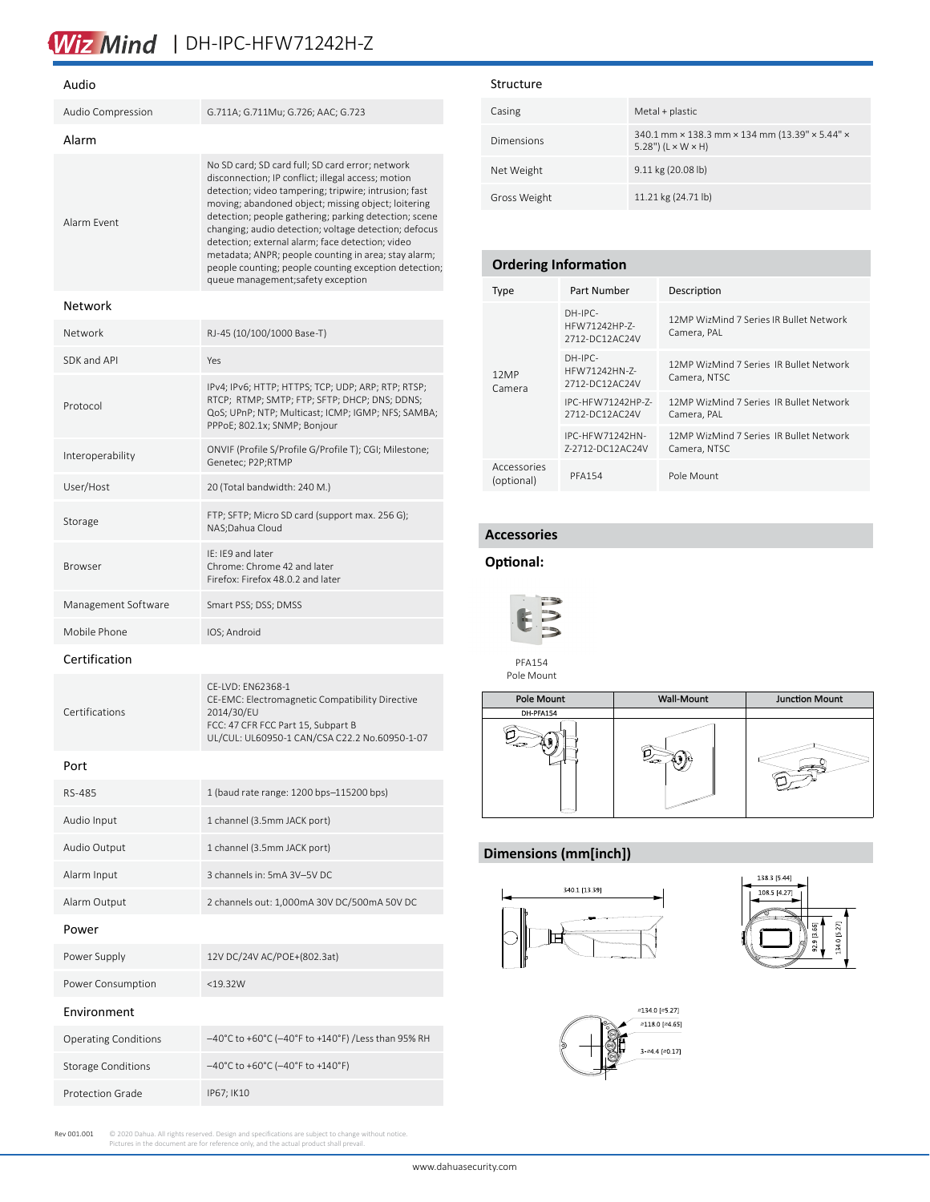# Wiz Mind | DH-IPC-HFW71242H-Z

### Audio

| | |
|---|---|
| Audio Compression | G.711A; G.711Mu; G.726; AAC; G.723 |

### Alarm

| | |
|---|---|
| Alarm Event | No SD card; SD card full; SD card error; network disconnection; IP conflict; illegal access; motion detection; video tampering; tripwire; intrusion; fast moving; abandoned object; missing object; loitering detection; people gathering; parking detection; scene changing; audio detection; voltage detection; defocus detection; external alarm; face detection; video metadata; ANPR; people counting in area; stay alarm; people counting; people counting exception detection; queue management;safety exception |

### Network

| | |
|---|---|
| Network | RJ-45 (10/100/1000 Base-T) |
| SDK and API | Yes |
| Protocol | IPv4; IPv6; HTTP; HTTPS; TCP; UDP; ARP; RTP; RTSP; RTCP; RTMP; SMTP; FTP; SFTP; DHCP; DNS; DDNS; QoS; UPnP; NTP; Multicast; ICMP; IGMP; NFS; SAMBA; PPPoE; 802.1x; SNMP; Bonjour |
| Interoperability | ONVIF (Profile S/Profile G/Profile T); CGI; Milestone; Genetec; P2P;RTMP |
| User/Host | 20 (Total bandwidth: 240 M.) |
| Storage | FTP; SFTP; Micro SD card (support max. 256 G); NAS;Dahua Cloud |
| Browser | IE: IE9 and later<br>Chrome: Chrome 42 and later<br>Firefox: Firefox 48.0.2 and later |
| Management Software | Smart PSS; DSS; DMSS |
| Mobile Phone | IOS; Android |

### Certification

| | |
|---|---|
| Certifications | CE-LVD: EN62368-1<br>CE-EMC: Electromagnetic Compatibility Directive 2014/30/EU<br>FCC: 47 CFR FCC Part 15, Subpart B<br>UL/CUL: UL60950-1 CAN/CSA C22.2 No.60950-1-07 |

### Port

| | |
|---|---|
| RS-485 | 1 (baud rate range: 1200 bps–115200 bps) |
| Audio Input | 1 channel (3.5mm JACK port) |
| Audio Output | 1 channel (3.5mm JACK port) |
| Alarm Input | 3 channels in: 5mA 3V–5V DC |
| Alarm Output | 2 channels out: 1,000mA 30V DC/500mA 50V DC |

### Power

| | |
|---|---|
| Power Supply | 12V DC/24V AC/POE+(802.3at) |
| Power Consumption | <19.32W |

### Environment

| | |
|---|---|
| Operating Conditions | –40°C to +60°C (–40°F to +140°F) /Less than 95% RH |
| Storage Conditions | –40°C to +60°C (–40°F to +140°F) |
| Protection Grade | IP67; IK10 |

### Structure

| | |
|---|---|
| Casing | Metal + plastic |
| Dimensions | 340.1 mm × 138.3 mm × 134 mm (13.39" × 5.44" × 5.28") (L × W × H) |
| Net Weight | 9.11 kg (20.08 lb) |
| Gross Weight | 11.21 kg (24.71 lb) |

## Ordering Information

| Type | Part Number | Description |
|---|---|---|
| 12MP Camera | DH-IPC-HFW71242HP-Z-2712-DC12AC24V | 12MP WizMind 7 Series IR Bullet Network Camera, PAL |
| | DH-IPC-HFW71242HN-Z-2712-DC12AC24V | 12MP WizMind 7 Series IR Bullet Network Camera, NTSC |
| | IPC-HFW71242HP-Z-2712-DC12AC24V | 12MP WizMind 7 Series IR Bullet Network Camera, PAL |
| | IPC-HFW71242HN-Z-2712-DC12AC24V | 12MP WizMind 7 Series IR Bullet Network Camera, NTSC |
| Accessories (optional) | PFA154 | Pole Mount |

## Accessories

**Optional:**

PFA154
Pole Mount

| Pole Mount | Wall-Mount | Junction Mount |
|---|---|---|
| DH-PFA154 | | |

## Dimensions (mm[inch])

340.1 [13.39]

138.3 [5.44]
108.5 [4.27]
92.9 [3.66]
134.0 [5.27]

⌀134.0 [⌀5.27]
⌀118.0 [⌀4.65]
3-⌀4.4 [⌀0.17]

Rev 001.001 © 2020 Dahua. All rights reserved. Design and specifications are subject to change without notice.
Pictures in the document are for reference only, and the actual product shall prevail.

www.dahuasecurity.com